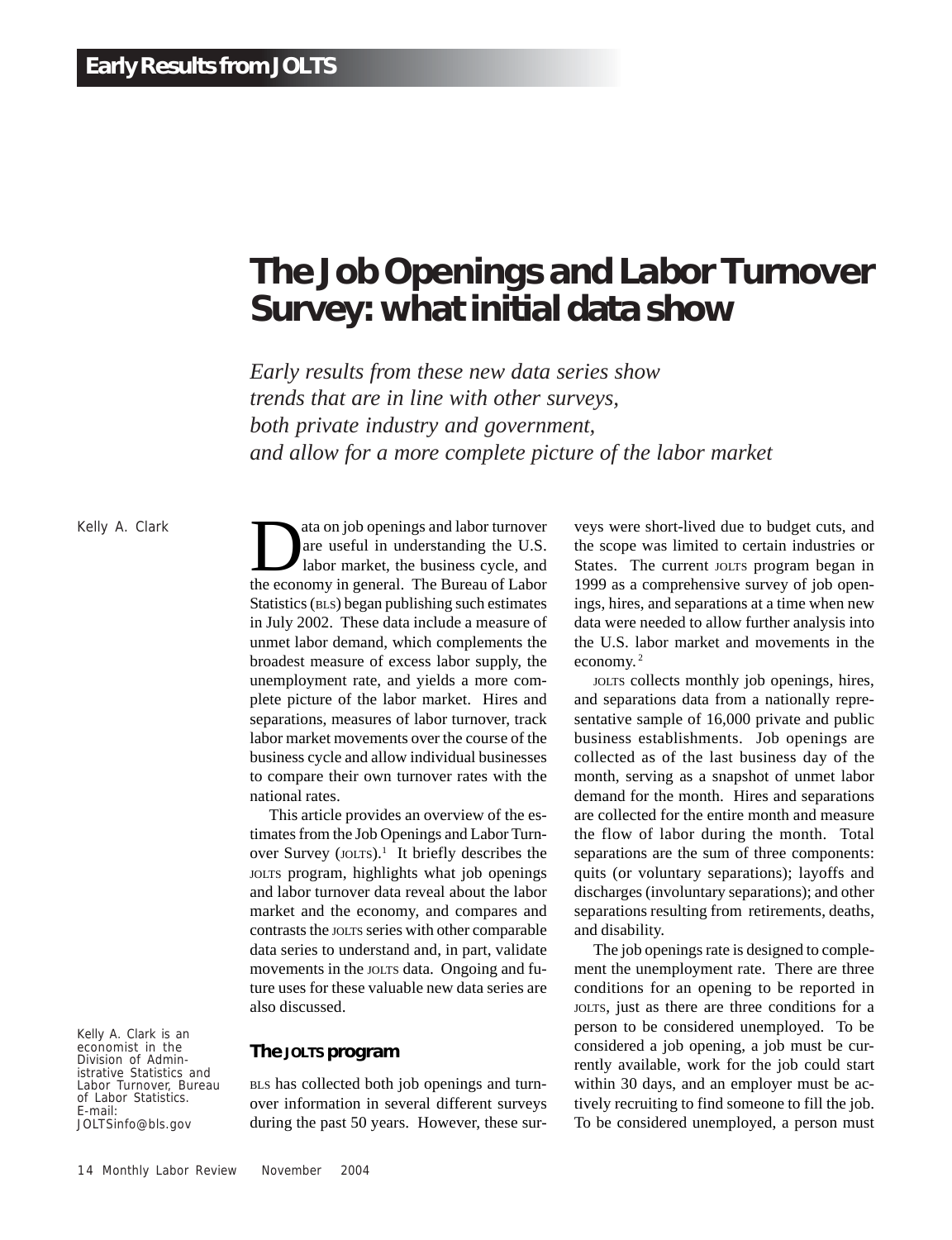Early Results from JOLTS

# The Job Openings and Labor Turnover Survey: what initial data show

*Early results from these new data series show trends that are in line with other surveys, both private industry and government, and allow for a more complete picture of the labor market*

Kelly A. Clark

Kelly A. Clark is an economist in the Division of Administrative Statistics and Labor Turnover, Bureau of Labor Statistics. E-mail: JOLTSinfo@bls.gov

Data on job openings and labor turnover are useful in understanding the U.S. labor market, the business cycle, and the economy in general. The Bureau of Labor Statistics (BLS) began publishing such estimates in July 2002. These data include a measure of unmet labor demand, which complements the broadest measure of excess labor supply, the unemployment rate, and yields a more complete picture of the labor market. Hires and separations, measures of labor turnover, track labor market movements over the course of the business cycle and allow individual businesses to compare their own turnover rates with the national rates.

This article provides an overview of the estimates from the Job Openings and Labor Turnover Survey (JOLTS).[1] It briefly describes the JOLTS program, highlights what job openings and labor turnover data reveal about the labor market and the economy, and compares and contrasts the JOLTS series with other comparable data series to understand and, in part, validate movements in the JOLTS data. Ongoing and future uses for these valuable new data series are also discussed.

## The JOLTS program

BLS has collected both job openings and turnover information in several different surveys during the past 50 years. However, these surveys were short-lived due to budget cuts, and the scope was limited to certain industries or States. The current JOLTS program began in 1999 as a comprehensive survey of job openings, hires, and separations at a time when new data were needed to allow further analysis into the U.S. labor market and movements in the economy.[2]

JOLTS collects monthly job openings, hires, and separations data from a nationally representative sample of 16,000 private and public business establishments. Job openings are collected as of the last business day of the month, serving as a snapshot of unmet labor demand for the month. Hires and separations are collected for the entire month and measure the flow of labor during the month. Total separations are the sum of three components: quits (or voluntary separations); layoffs and discharges (involuntary separations); and other separations resulting from retirements, deaths, and disability.

The job openings rate is designed to complement the unemployment rate. There are three conditions for an opening to be reported in JOLTS, just as there are three conditions for a person to be considered unemployed. To be considered a job opening, a job must be currently available, work for the job could start within 30 days, and an employer must be actively recruiting to find someone to fill the job. To be considered unemployed, a person must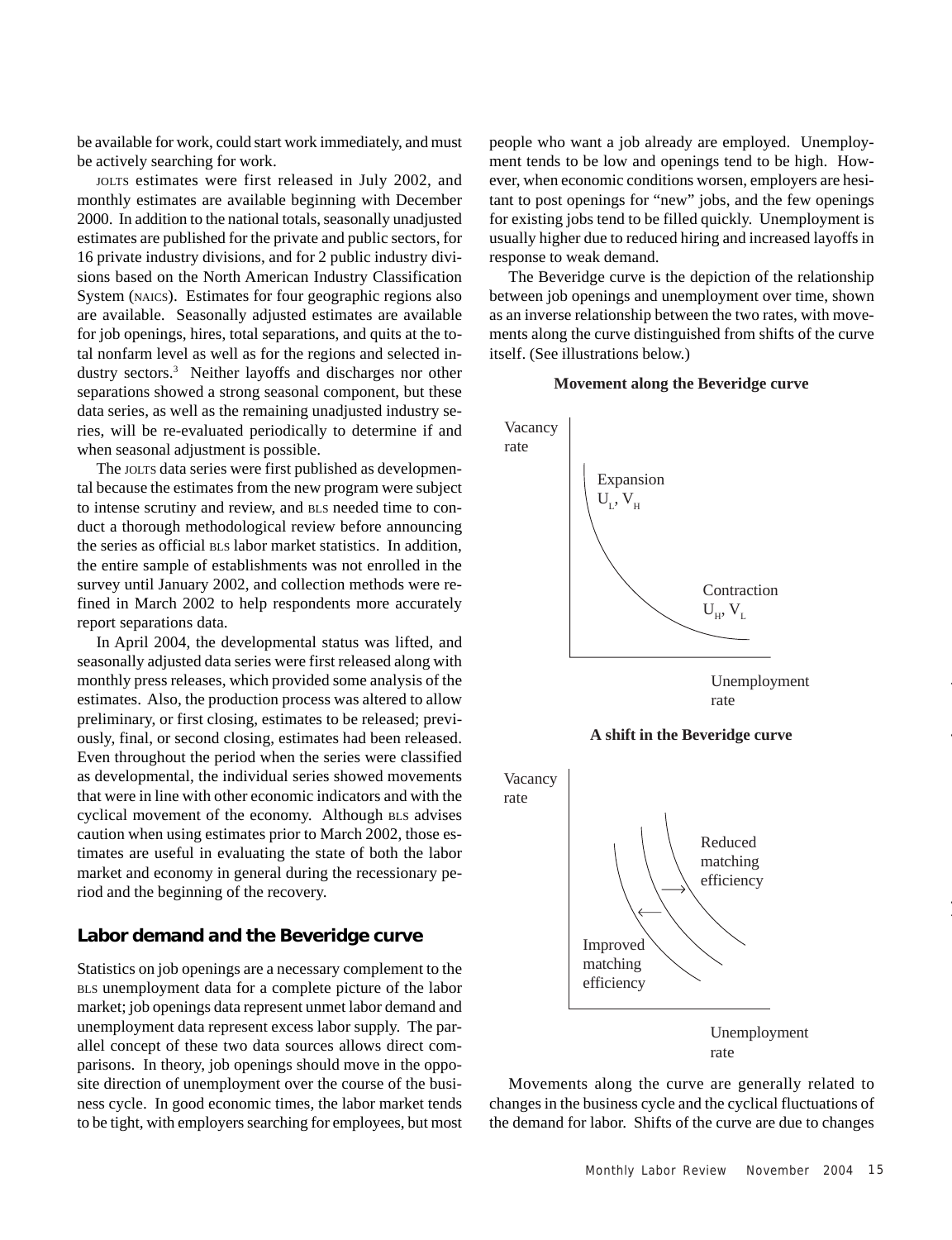be available for work, could start work immediately, and must be actively searching for work.

JOLTS estimates were first released in July 2002, and monthly estimates are available beginning with December 2000. In addition to the national totals, seasonally unadjusted estimates are published for the private and public sectors, for 16 private industry divisions, and for 2 public industry divisions based on the North American Industry Classification System (NAICS). Estimates for four geographic regions also are available. Seasonally adjusted estimates are available for job openings, hires, total separations, and quits at the total nonfarm level as well as for the regions and selected industry sectors.[3] Neither layoffs and discharges nor other separations showed a strong seasonal component, but these data series, as well as the remaining unadjusted industry series, will be re-evaluated periodically to determine if and when seasonal adjustment is possible.

The JOLTS data series were first published as developmental because the estimates from the new program were subject to intense scrutiny and review, and BLS needed time to conduct a thorough methodological review before announcing the series as official BLS labor market statistics. In addition, the entire sample of establishments was not enrolled in the survey until January 2002, and collection methods were refined in March 2002 to help respondents more accurately report separations data.

In April 2004, the developmental status was lifted, and seasonally adjusted data series were first released along with monthly press releases, which provided some analysis of the estimates. Also, the production process was altered to allow preliminary, or first closing, estimates to be released; previously, final, or second closing, estimates had been released. Even throughout the period when the series were classified as developmental, the individual series showed movements that were in line with other economic indicators and with the cyclical movement of the economy. Although BLS advises caution when using estimates prior to March 2002, those estimates are useful in evaluating the state of both the labor market and economy in general during the recessionary period and the beginning of the recovery.

## Labor demand and the Beveridge curve

Statistics on job openings are a necessary complement to the BLS unemployment data for a complete picture of the labor market; job openings data represent unmet labor demand and unemployment data represent excess labor supply. The parallel concept of these two data sources allows direct comparisons. In theory, job openings should move in the opposite direction of unemployment over the course of the business cycle. In good economic times, the labor market tends to be tight, with employers searching for employees, but most people who want a job already are employed. Unemployment tends to be low and openings tend to be high. However, when economic conditions worsen, employers are hesitant to post openings for "new" jobs, and the few openings for existing jobs tend to be filled quickly. Unemployment is usually higher due to reduced hiring and increased layoffs in response to weak demand.

The Beveridge curve is the depiction of the relationship between job openings and unemployment over time, shown as an inverse relationship between the two rates, with movements along the curve distinguished from shifts of the curve itself. (See illustrations below.)

**Movement along the Beveridge curve**

Vacancy rate

Expansion $U_L$, $V_H$

Contraction $U_H$, $V_L$

Unemployment rate

**A shift in the Beveridge curve**

Vacancy rate

Reduced matching efficiency

Improved matching efficiency

Unemployment rate

Movements along the curve are generally related to changes in the business cycle and the cyclical fluctuations of the demand for labor. Shifts of the curve are due to changes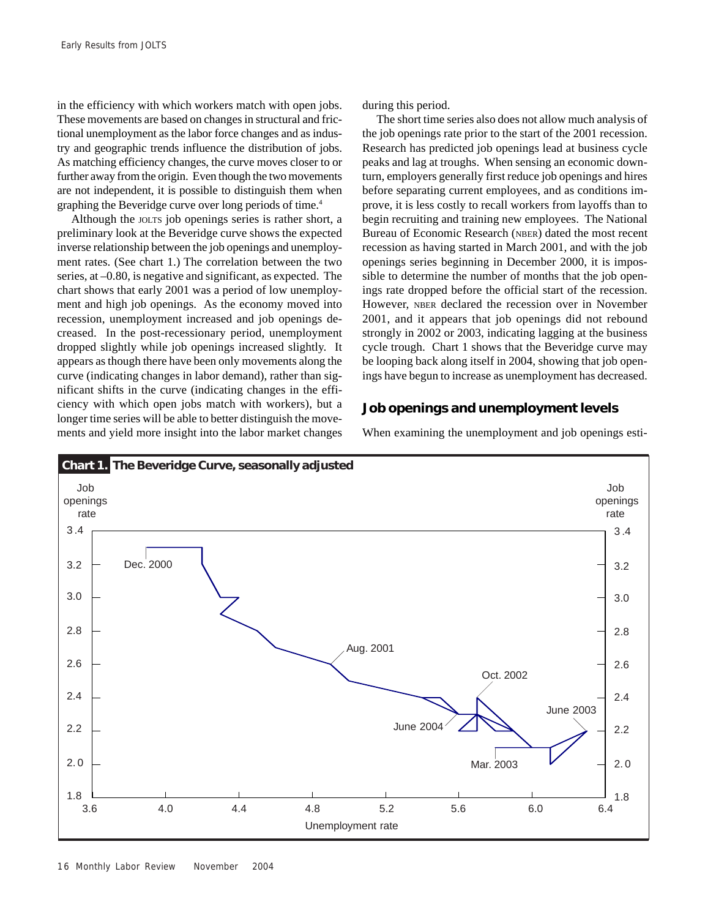in the efficiency with which workers match with open jobs. These movements are based on changes in structural and frictional unemployment as the labor force changes and as industry and geographic trends influence the distribution of jobs. As matching efficiency changes, the curve moves closer to or further away from the origin. Even though the two movements are not independent, it is possible to distinguish them when graphing the Beveridge curve over long periods of time.[4]

Although the JOLTS job openings series is rather short, a preliminary look at the Beveridge curve shows the expected inverse relationship between the job openings and unemployment rates. (See chart 1.) The correlation between the two series, at –0.80, is negative and significant, as expected. The chart shows that early 2001 was a period of low unemployment and high job openings. As the economy moved into recession, unemployment increased and job openings decreased. In the post-recessionary period, unemployment dropped slightly while job openings increased slightly. It appears as though there have been only movements along the curve (indicating changes in labor demand), rather than significant shifts in the curve (indicating changes in the efficiency with which open jobs match with workers), but a longer time series will be able to better distinguish the movements and yield more insight into the labor market changes during this period.

The short time series also does not allow much analysis of the job openings rate prior to the start of the 2001 recession. Research has predicted job openings lead at business cycle peaks and lag at troughs. When sensing an economic downturn, employers generally first reduce job openings and hires before separating current employees, and as conditions improve, it is less costly to recall workers from layoffs than to begin recruiting and training new employees. The National Bureau of Economic Research (NBER) dated the most recent recession as having started in March 2001, and with the job openings series beginning in December 2000, it is impossible to determine the number of months that the job openings rate dropped before the official start of the recession. However, NBER declared the recession over in November 2001, and it appears that job openings did not rebound strongly in 2002 or 2003, indicating lagging at the business cycle trough. Chart 1 shows that the Beveridge curve may be looping back along itself in 2004, showing that job openings have begun to increase as unemployment has decreased.

## Job openings and unemployment levels

When examining the unemployment and job openings esti-

**Chart 1. The Beveridge Curve, seasonally adjusted**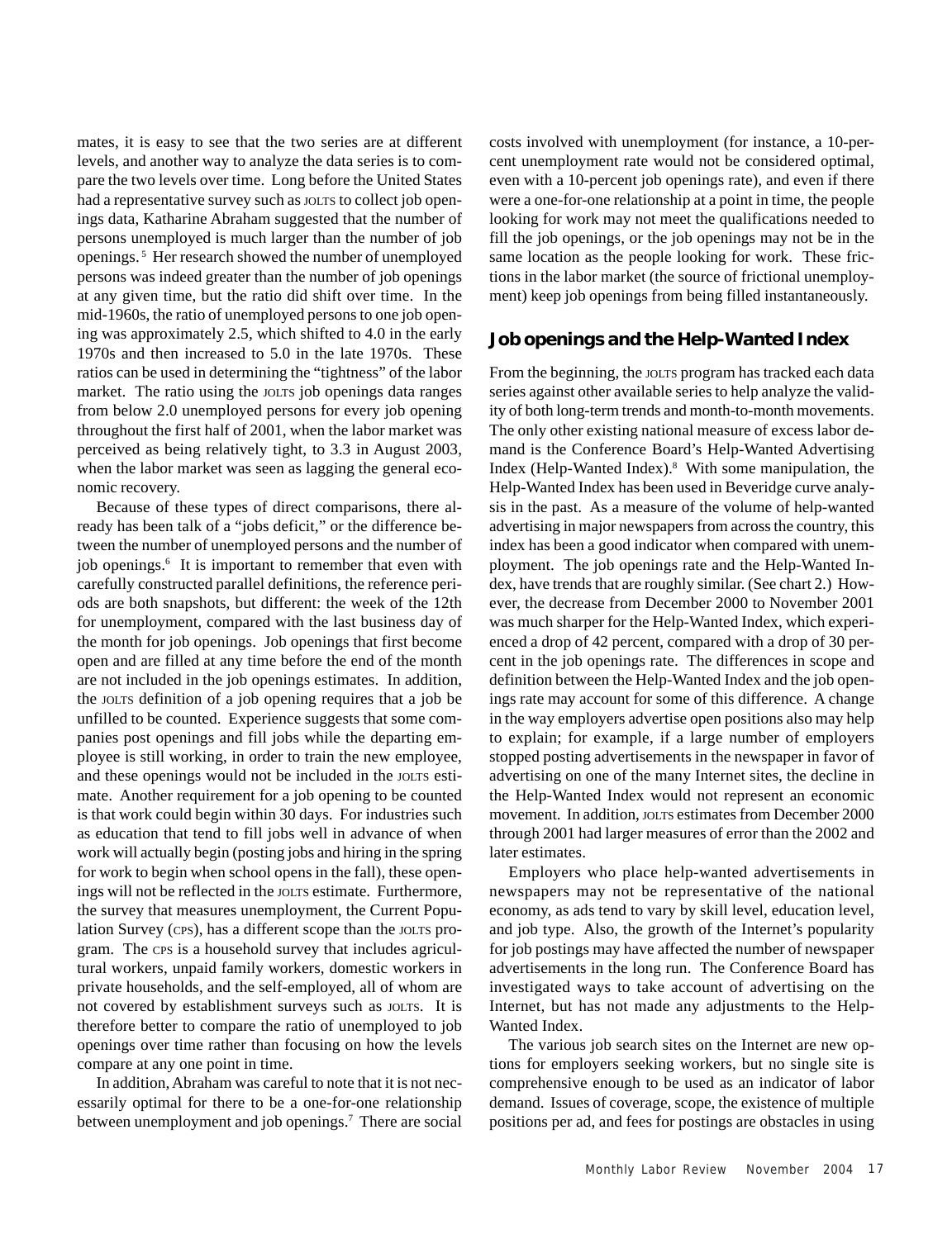mates, it is easy to see that the two series are at different levels, and another way to analyze the data series is to compare the two levels over time. Long before the United States had a representative survey such as JOLTS to collect job openings data, Katharine Abraham suggested that the number of persons unemployed is much larger than the number of job openings.[5] Her research showed the number of unemployed persons was indeed greater than the number of job openings at any given time, but the ratio did shift over time. In the mid-1960s, the ratio of unemployed persons to one job opening was approximately 2.5, which shifted to 4.0 in the early 1970s and then increased to 5.0 in the late 1970s. These ratios can be used in determining the "tightness" of the labor market. The ratio using the JOLTS job openings data ranges from below 2.0 unemployed persons for every job opening throughout the first half of 2001, when the labor market was perceived as being relatively tight, to 3.3 in August 2003, when the labor market was seen as lagging the general economic recovery.

Because of these types of direct comparisons, there already has been talk of a "jobs deficit," or the difference between the number of unemployed persons and the number of job openings.[6] It is important to remember that even with carefully constructed parallel definitions, the reference periods are both snapshots, but different: the week of the 12th for unemployment, compared with the last business day of the month for job openings. Job openings that first become open and are filled at any time before the end of the month are not included in the job openings estimates. In addition, the JOLTS definition of a job opening requires that a job be unfilled to be counted. Experience suggests that some companies post openings and fill jobs while the departing employee is still working, in order to train the new employee, and these openings would not be included in the JOLTS estimate. Another requirement for a job opening to be counted is that work could begin within 30 days. For industries such as education that tend to fill jobs well in advance of when work will actually begin (posting jobs and hiring in the spring for work to begin when school opens in the fall), these openings will not be reflected in the JOLTS estimate. Furthermore, the survey that measures unemployment, the Current Population Survey (CPS), has a different scope than the JOLTS program. The CPS is a household survey that includes agricultural workers, unpaid family workers, domestic workers in private households, and the self-employed, all of whom are not covered by establishment surveys such as JOLTS. It is therefore better to compare the ratio of unemployed to job openings over time rather than focusing on how the levels compare at any one point in time.

In addition, Abraham was careful to note that it is not necessarily optimal for there to be a one-for-one relationship between unemployment and job openings.[7] There are social costs involved with unemployment (for instance, a 10-percent unemployment rate would not be considered optimal, even with a 10-percent job openings rate), and even if there were a one-for-one relationship at a point in time, the people looking for work may not meet the qualifications needed to fill the job openings, or the job openings may not be in the same location as the people looking for work. These frictions in the labor market (the source of frictional unemployment) keep job openings from being filled instantaneously.

## Job openings and the Help-Wanted Index

From the beginning, the JOLTS program has tracked each data series against other available series to help analyze the validity of both long-term trends and month-to-month movements. The only other existing national measure of excess labor demand is the Conference Board's Help-Wanted Advertising Index (Help-Wanted Index).[8] With some manipulation, the Help-Wanted Index has been used in Beveridge curve analysis in the past. As a measure of the volume of help-wanted advertising in major newspapers from across the country, this index has been a good indicator when compared with unemployment. The job openings rate and the Help-Wanted Index, have trends that are roughly similar. (See chart 2.) However, the decrease from December 2000 to November 2001 was much sharper for the Help-Wanted Index, which experienced a drop of 42 percent, compared with a drop of 30 percent in the job openings rate. The differences in scope and definition between the Help-Wanted Index and the job openings rate may account for some of this difference. A change in the way employers advertise open positions also may help to explain; for example, if a large number of employers stopped posting advertisements in the newspaper in favor of advertising on one of the many Internet sites, the decline in the Help-Wanted Index would not represent an economic movement. In addition, JOLTS estimates from December 2000 through 2001 had larger measures of error than the 2002 and later estimates.

Employers who place help-wanted advertisements in newspapers may not be representative of the national economy, as ads tend to vary by skill level, education level, and job type. Also, the growth of the Internet's popularity for job postings may have affected the number of newspaper advertisements in the long run. The Conference Board has investigated ways to take account of advertising on the Internet, but has not made any adjustments to the Help-Wanted Index.

The various job search sites on the Internet are new options for employers seeking workers, but no single site is comprehensive enough to be used as an indicator of labor demand. Issues of coverage, scope, the existence of multiple positions per ad, and fees for postings are obstacles in using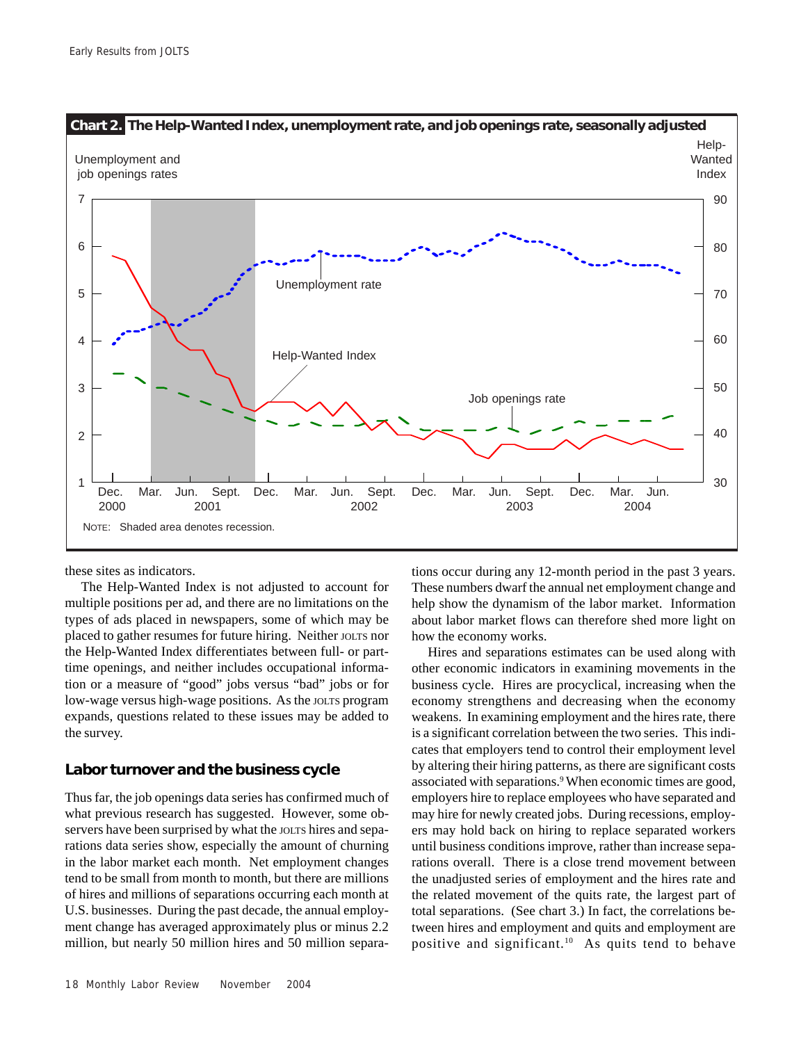**Chart 2. The Help-Wanted Index, unemployment rate, and job openings rate, seasonally adjusted**

NOTE: Shaded area denotes recession.

these sites as indicators.

The Help-Wanted Index is not adjusted to account for multiple positions per ad, and there are no limitations on the types of ads placed in newspapers, some of which may be placed to gather resumes for future hiring. Neither JOLTS nor the Help-Wanted Index differentiates between full- or part-time openings, and neither includes occupational information or a measure of "good" jobs versus "bad" jobs or for low-wage versus high-wage positions. As the JOLTS program expands, questions related to these issues may be added to the survey.

## Labor turnover and the business cycle

Thus far, the job openings data series has confirmed much of what previous research has suggested. However, some observers have been surprised by what the JOLTS hires and separations data series show, especially the amount of churning in the labor market each month. Net employment changes tend to be small from month to month, but there are millions of hires and millions of separations occurring each month at U.S. businesses. During the past decade, the annual employment change has averaged approximately plus or minus 2.2 million, but nearly 50 million hires and 50 million separations occur during any 12-month period in the past 3 years. These numbers dwarf the annual net employment change and help show the dynamism of the labor market. Information about labor market flows can therefore shed more light on how the economy works.

Hires and separations estimates can be used along with other economic indicators in examining movements in the business cycle. Hires are procyclical, increasing when the economy strengthens and decreasing when the economy weakens. In examining employment and the hires rate, there is a significant correlation between the two series. This indicates that employers tend to control their employment level by altering their hiring patterns, as there are significant costs associated with separations.[9] When economic times are good, employers hire to replace employees who have separated and may hire for newly created jobs. During recessions, employers may hold back on hiring to replace separated workers until business conditions improve, rather than increase separations overall. There is a close trend movement between the unadjusted series of employment and the hires rate and the related movement of the quits rate, the largest part of total separations. (See chart 3.) In fact, the correlations between hires and employment and quits and employment are positive and significant.[10] As quits tend to behave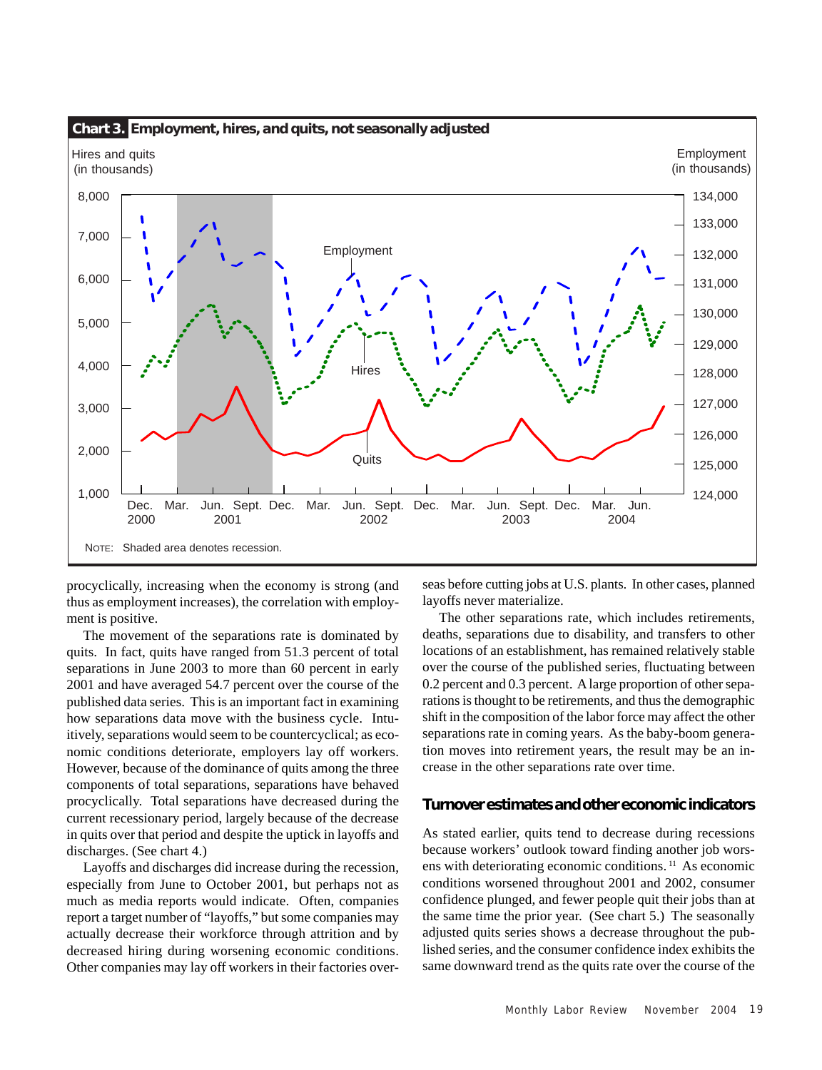**Chart 3. Employment, hires, and quits, not seasonally adjusted**

NOTE: Shaded area denotes recession.

procyclically, increasing when the economy is strong (and thus as employment increases), the correlation with employment is positive.

The movement of the separations rate is dominated by quits. In fact, quits have ranged from 51.3 percent of total separations in June 2003 to more than 60 percent in early 2001 and have averaged 54.7 percent over the course of the published data series. This is an important fact in examining how separations data move with the business cycle. Intuitively, separations would seem to be countercyclical; as economic conditions deteriorate, employers lay off workers. However, because of the dominance of quits among the three components of total separations, separations have behaved procyclically. Total separations have decreased during the current recessionary period, largely because of the decrease in quits over that period and despite the uptick in layoffs and discharges. (See chart 4.)

Layoffs and discharges did increase during the recession, especially from June to October 2001, but perhaps not as much as media reports would indicate. Often, companies report a target number of "layoffs," but some companies may actually decrease their workforce through attrition and by decreased hiring during worsening economic conditions. Other companies may lay off workers in their factories overseas before cutting jobs at U.S. plants. In other cases, planned layoffs never materialize.

The other separations rate, which includes retirements, deaths, separations due to disability, and transfers to other locations of an establishment, has remained relatively stable over the course of the published series, fluctuating between 0.2 percent and 0.3 percent. A large proportion of other separations is thought to be retirements, and thus the demographic shift in the composition of the labor force may affect the other separations rate in coming years. As the baby-boom generation moves into retirement years, the result may be an increase in the other separations rate over time.

## Turnover estimates and other economic indicators

As stated earlier, quits tend to decrease during recessions because workers' outlook toward finding another job worsens with deteriorating economic conditions.[11] As economic conditions worsened throughout 2001 and 2002, consumer confidence plunged, and fewer people quit their jobs than at the same time the prior year. (See chart 5.) The seasonally adjusted quits series shows a decrease throughout the published series, and the consumer confidence index exhibits the same downward trend as the quits rate over the course of the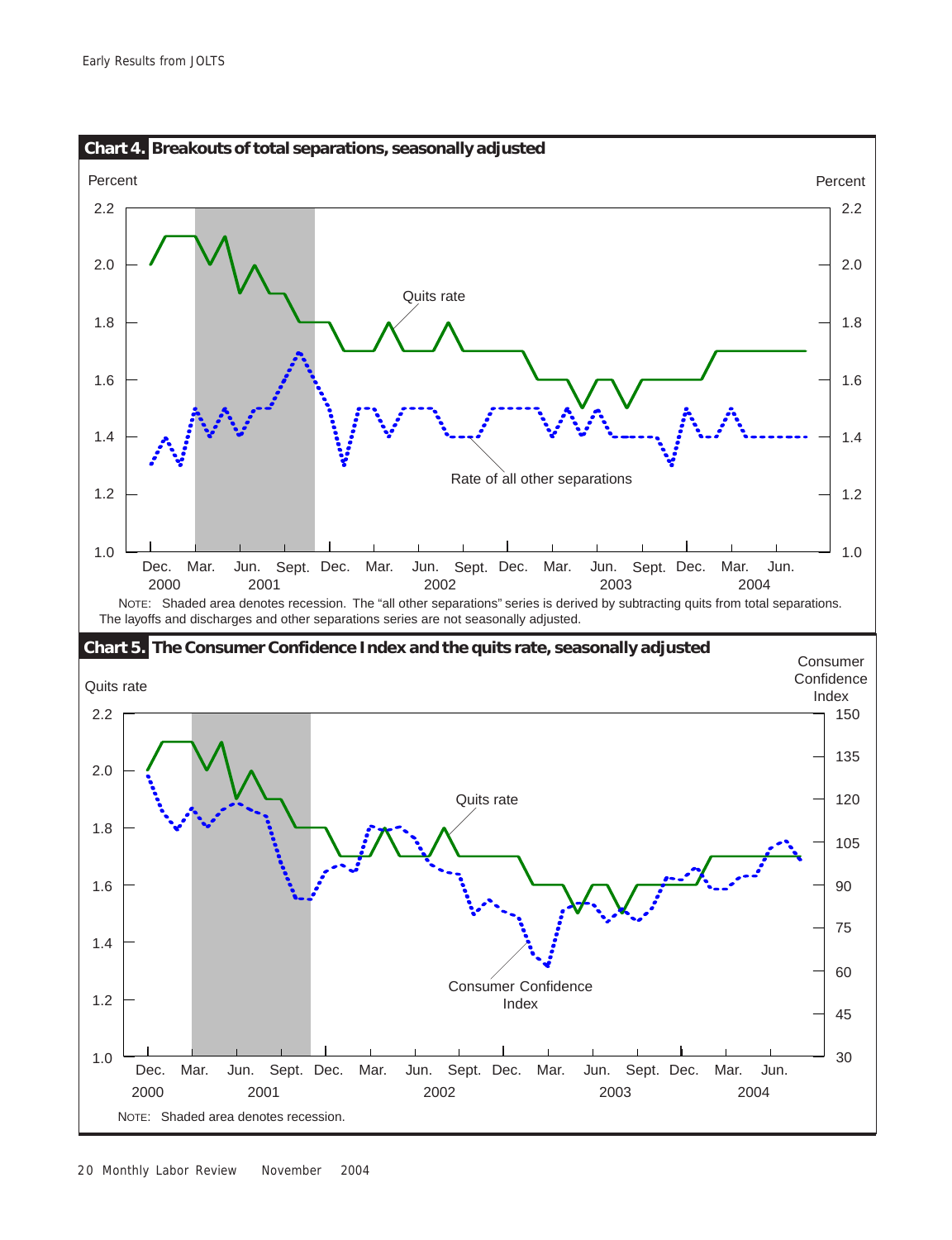**Chart 4. Breakouts of total separations, seasonally adjusted**

Percent

Quits rate

Rate of all other separations

Dec. 2000 | Mar. | Jun. 2001 | Sept. | Dec. | Mar. | Jun. 2002 | Sept. | Dec. | Mar. | Jun. 2003 | Sept. | Dec. | Mar. | Jun. 2004

NOTE: Shaded area denotes recession. The "all other separations" series is derived by subtracting quits from total separations. The layoffs and discharges and other separations series are not seasonally adjusted.

**Chart 5. The Consumer Confidence Index and the quits rate, seasonally adjusted**

Quits rate

Consumer Confidence Index

Dec. 2000 | Mar. | Jun. 2001 | Sept. | Dec. | Mar. | Jun. 2002 | Sept. | Dec. | Mar. | Jun. 2003 | Sept. | Dec. | Mar. | Jun. 2004

NOTE: Shaded area denotes recession.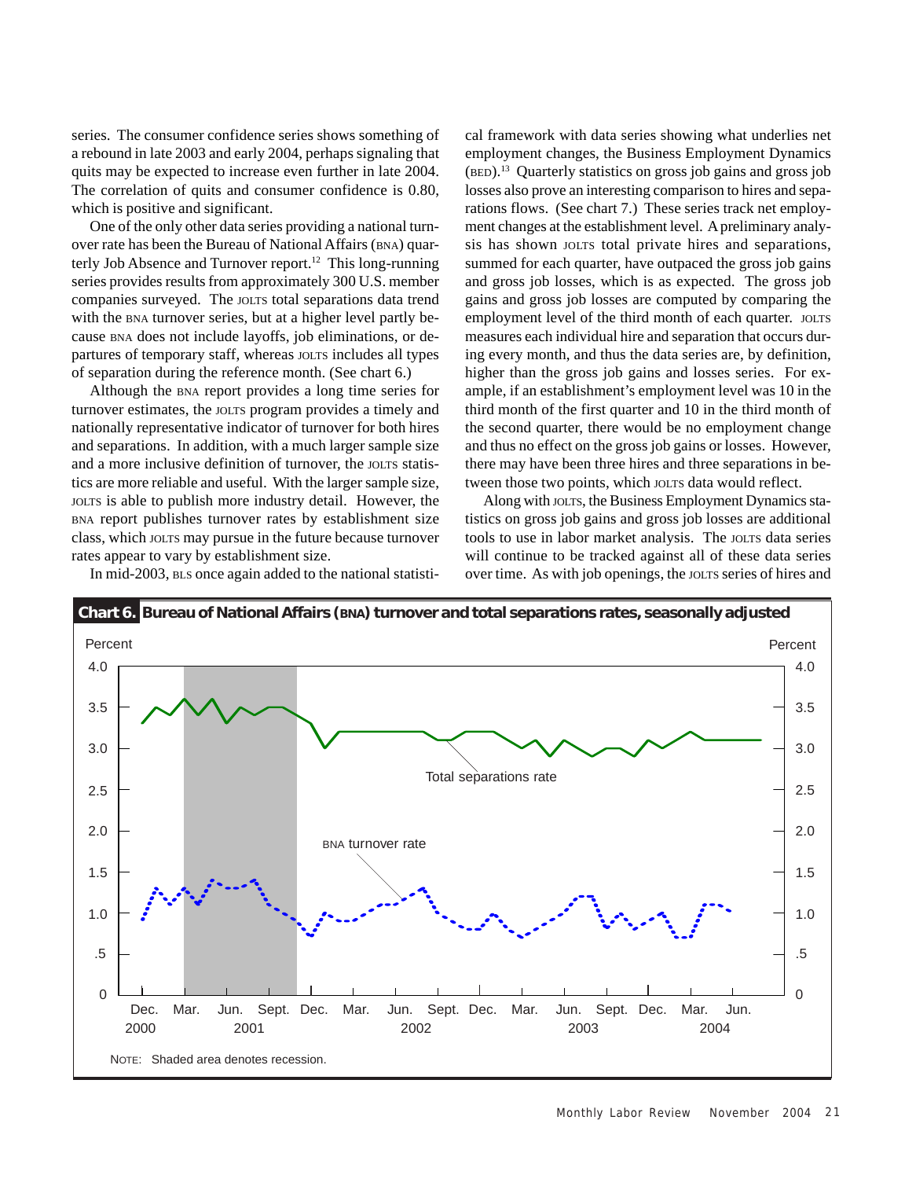series. The consumer confidence series shows something of a rebound in late 2003 and early 2004, perhaps signaling that quits may be expected to increase even further in late 2004. The correlation of quits and consumer confidence is 0.80, which is positive and significant.

One of the only other data series providing a national turnover rate has been the Bureau of National Affairs (BNA) quarterly Job Absence and Turnover report.[12] This long-running series provides results from approximately 300 U.S. member companies surveyed. The JOLTS total separations data trend with the BNA turnover series, but at a higher level partly because BNA does not include layoffs, job eliminations, or departures of temporary staff, whereas JOLTS includes all types of separation during the reference month. (See chart 6.)

Although the BNA report provides a long time series for turnover estimates, the JOLTS program provides a timely and nationally representative indicator of turnover for both hires and separations. In addition, with a much larger sample size and a more inclusive definition of turnover, the JOLTS statistics are more reliable and useful. With the larger sample size, JOLTS is able to publish more industry detail. However, the BNA report publishes turnover rates by establishment size class, which JOLTS may pursue in the future because turnover rates appear to vary by establishment size.

In mid-2003, BLS once again added to the national statistical framework with data series showing what underlies net employment changes, the Business Employment Dynamics (BED).[13] Quarterly statistics on gross job gains and gross job losses also prove an interesting comparison to hires and separations flows. (See chart 7.) These series track net employment changes at the establishment level. A preliminary analysis has shown JOLTS total private hires and separations, summed for each quarter, have outpaced the gross job gains and gross job losses, which is as expected. The gross job gains and gross job losses are computed by comparing the employment level of the third month of each quarter. JOLTS measures each individual hire and separation that occurs during every month, and thus the data series are, by definition, higher than the gross job gains and losses series. For example, if an establishment's employment level was 10 in the third month of the first quarter and 10 in the third month of the second quarter, there would be no employment change and thus no effect on the gross job gains or losses. However, there may have been three hires and three separations in between those two points, which JOLTS data would reflect.

Along with JOLTS, the Business Employment Dynamics statistics on gross job gains and gross job losses are additional tools to use in labor market analysis. The JOLTS data series will continue to be tracked against all of these data series over time. As with job openings, the JOLTS series of hires and

**Chart 6. Bureau of National Affairs (BNA) turnover and total separations rates, seasonally adjusted**

NOTE: Shaded area denotes recession.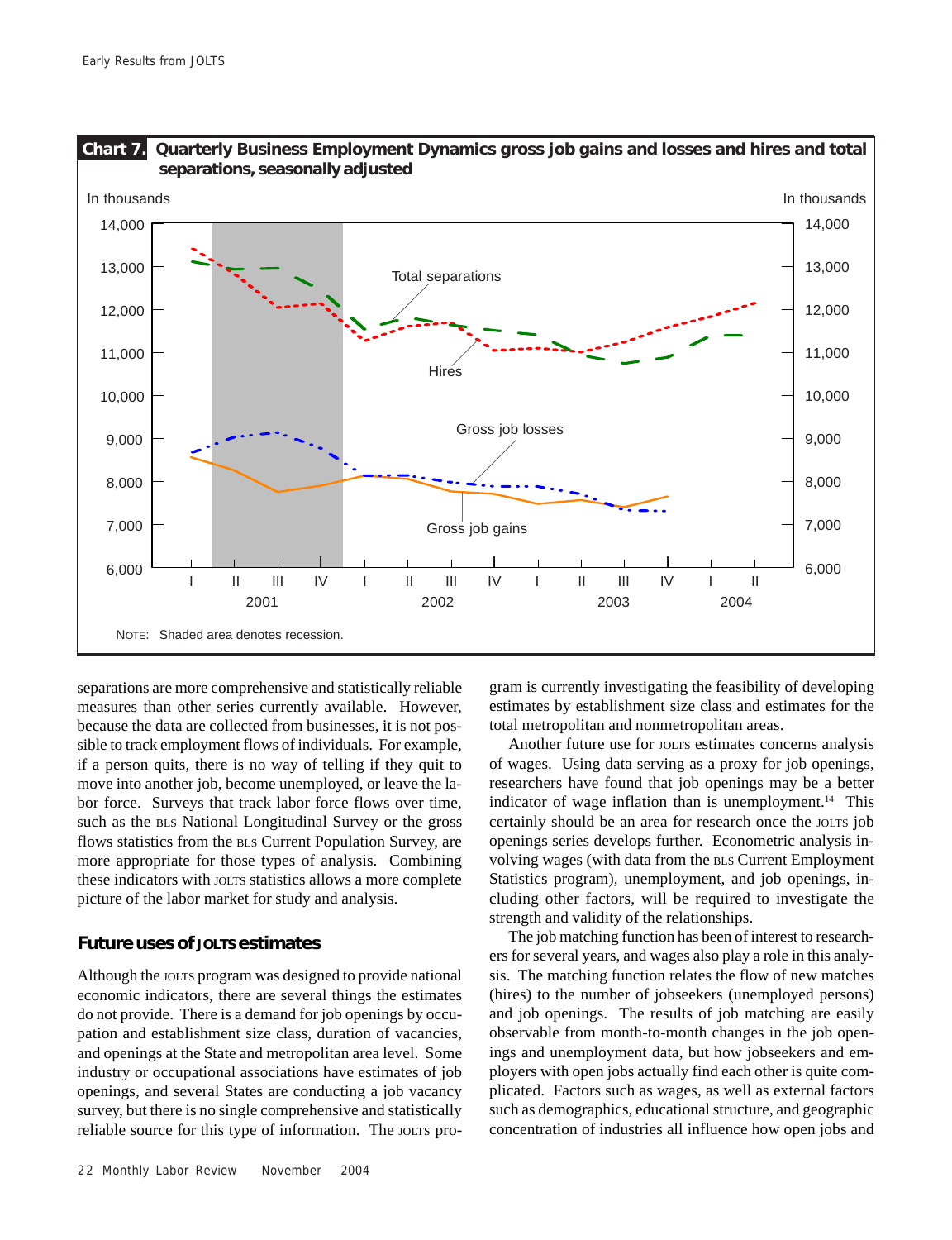**Chart 7. Quarterly Business Employment Dynamics gross job gains and losses and hires and total separations, seasonally adjusted**

NOTE: Shaded area denotes recession.

separations are more comprehensive and statistically reliable measures than other series currently available. However, because the data are collected from businesses, it is not possible to track employment flows of individuals. For example, if a person quits, there is no way of telling if they quit to move into another job, become unemployed, or leave the labor force. Surveys that track labor force flows over time, such as the BLS National Longitudinal Survey or the gross flows statistics from the BLS Current Population Survey, are more appropriate for those types of analysis. Combining these indicators with JOLTS statistics allows a more complete picture of the labor market for study and analysis.

## Future uses of JOLTS estimates

Although the JOLTS program was designed to provide national economic indicators, there are several things the estimates do not provide. There is a demand for job openings by occupation and establishment size class, duration of vacancies, and openings at the State and metropolitan area level. Some industry or occupational associations have estimates of job openings, and several States are conducting a job vacancy survey, but there is no single comprehensive and statistically reliable source for this type of information. The JOLTS program is currently investigating the feasibility of developing estimates by establishment size class and estimates for the total metropolitan and nonmetropolitan areas.

Another future use for JOLTS estimates concerns analysis of wages. Using data serving as a proxy for job openings, researchers have found that job openings may be a better indicator of wage inflation than is unemployment.[14] This certainly should be an area for research once the JOLTS job openings series develops further. Econometric analysis involving wages (with data from the BLS Current Employment Statistics program), unemployment, and job openings, including other factors, will be required to investigate the strength and validity of the relationships.

The job matching function has been of interest to researchers for several years, and wages also play a role in this analysis. The matching function relates the flow of new matches (hires) to the number of jobseekers (unemployed persons) and job openings. The results of job matching are easily observable from month-to-month changes in the job openings and unemployment data, but how jobseekers and employers with open jobs actually find each other is quite complicated. Factors such as wages, as well as external factors such as demographics, educational structure, and geographic concentration of industries all influence how open jobs and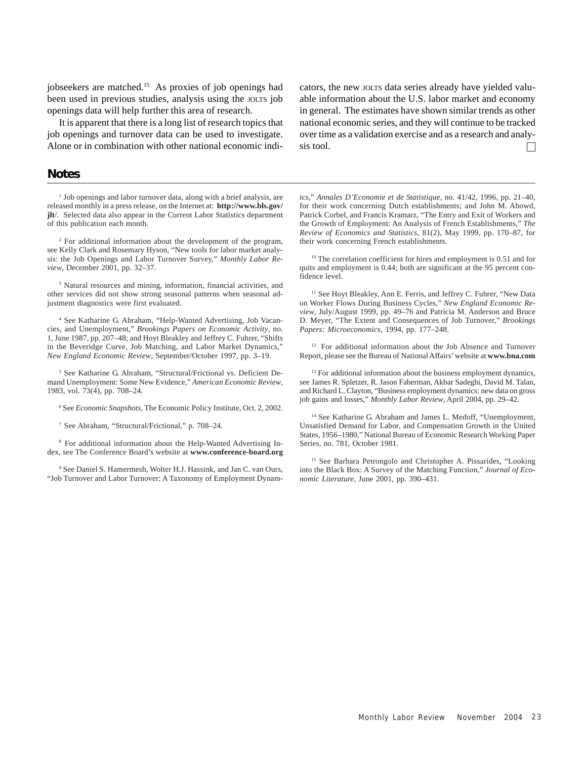jobseekers are matched.[15] As proxies of job openings had been used in previous studies, analysis using the JOLTS job openings data will help further this area of research.

It is apparent that there is a long list of research topics that job openings and turnover data can be used to investigate. Alone or in combination with other national economic indicators, the new JOLTS data series already have yielded valuable information about the U.S. labor market and economy in general. The estimates have shown similar trends as other national economic series, and they will continue to be tracked over time as a validation exercise and as a research and analysis tool. □

## Notes

[1] Job openings and labor turnover data, along with a brief analysis, are released monthly in a press release, on the Internet at: **http://www.bls.gov/jlt/**. Selected data also appear in the Current Labor Statistics department of this publication each month.

[2] For additional information about the development of the program, see Kelly Clark and Rosemary Hyson, "New tools for labor market analysis: the Job Openings and Labor Turnover Survey," *Monthly Labor Review*, December 2001, pp. 32–37.

[3] Natural resources and mining, information, financial activities, and other services did not show strong seasonal patterns when seasonal adjustment diagnostics were first evaluated.

[4] See Katharine G. Abraham, "Help-Wanted Advertising, Job Vacancies, and Unemployment," *Brookings Papers on Economic Activity*, no. 1, June 1987, pp. 207–48; and Hoyt Bleakley and Jeffrey C. Fuhrer, "Shifts in the Beveridge Curve, Job Matching, and Labor Market Dynamics," *New England Economic Review*, September/October 1997, pp. 3–19.

[5] See Katharine G. Abraham, "Structural/Frictional vs. Deficient Demand Unemployment: Some New Evidence," *American Economic Review*, 1983, vol. 73(4), pp. 708–24.

[6] See *Economic Snapshots*, The Economic Policy Institute, Oct. 2, 2002.

[7] See Abraham, "Structural/Frictional," p. 708–24.

[8] For additional information about the Help-Wanted Advertising Index, see The Conference Board's website at **www.conference-board.org**

[9] See Daniel S. Hamermesh, Wolter H.J. Hassink, and Jan C. van Ours, "Job Turnover and Labor Turnover: A Taxonomy of Employment Dynamics," *Annales D'Economie et de Statistique*, no. 41/42, 1996, pp. 21–40, for their work concerning Dutch establishments; and John M. Abowd, Patrick Corbel, and Francis Kramarz, "The Entry and Exit of Workers and the Growth of Employment: An Analysis of French Establishments," *The Review of Economics and Statistics*, 81(2), May 1999, pp. 170–87, for their work concerning French establishments.

[10] The correlation coefficient for hires and employment is 0.51 and for quits and employment is 0.44; both are significant at the 95 percent confidence level.

[11] See Hoyt Bleakley, Ann E. Ferris, and Jeffrey C. Fuhrer, "New Data on Worker Flows During Business Cycles," *New England Economic Review*, July/August 1999, pp. 49–76 and Patricia M. Anderson and Bruce D. Meyer, "The Extent and Consequences of Job Turnover," *Brookings Papers: Microeconomics*, 1994, pp. 177–248.

[12] For additional information about the Job Absence and Turnover Report, please see the Bureau of National Affairs' website at **www.bna.com**

[13] For additional information about the business employment dynamics, see James R. Spletzer, R. Jason Faberman, Akbar Sadeghi, David M. Talan, and Richard L. Clayton, "Business employment dynamics: new data on gross job gains and losses," *Monthly Labor Review*, April 2004, pp. 29–42.

[14] See Katharine G. Abraham and James L. Medoff, "Unemployment, Unsatisfied Demand for Labor, and Compensation Growth in the United States, 1956–1980," National Bureau of Economic Research Working Paper Series, no. 781, October 1981.

[15] See Barbara Petrongolo and Christopher A. Pissarides, "Looking into the Black Box: A Survey of the Matching Function," *Journal of Economic Literature*, June 2001, pp. 390–431.